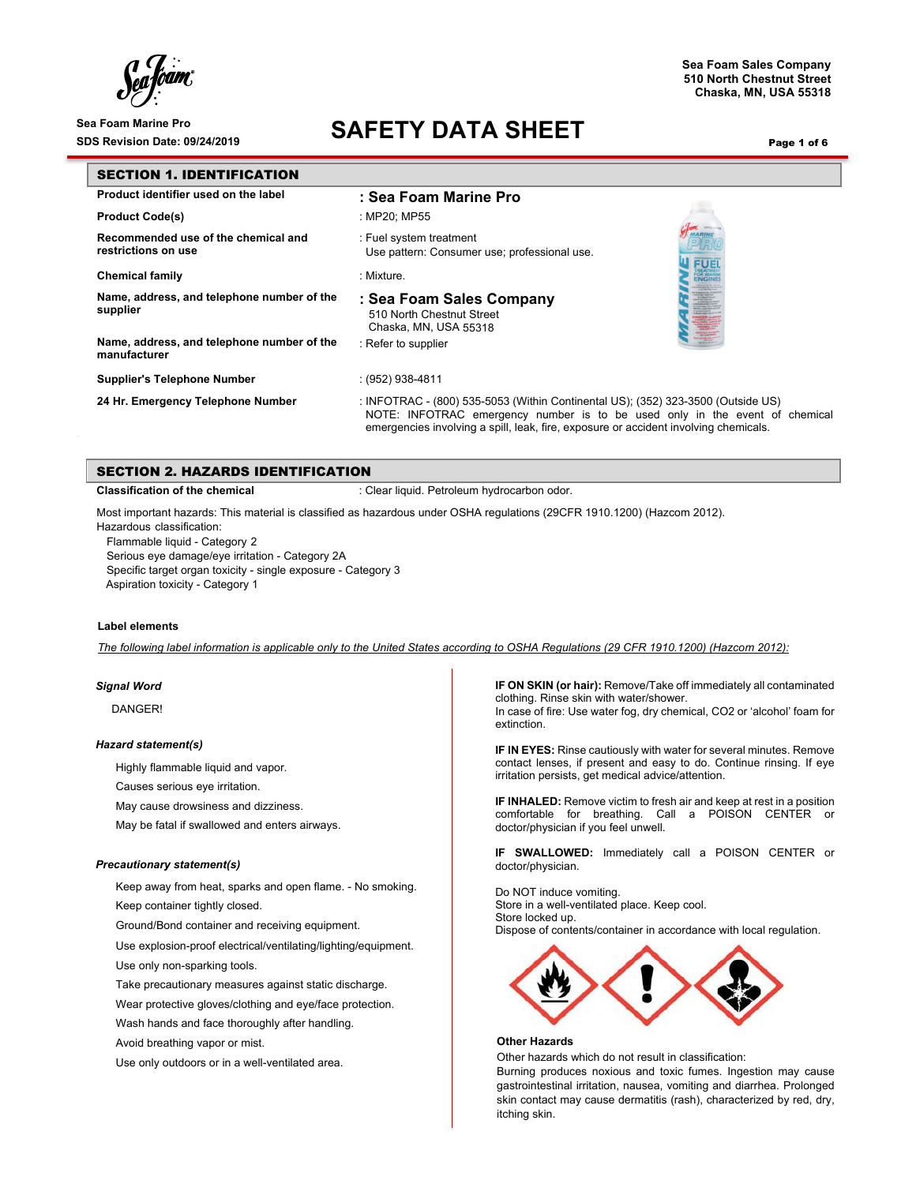Sea Foam Sales Company
510 North Chestnut Street
Chaska, MN, USA 55318

Sea Foam Marine Pro
SDS Revision Date: 09/24/2019

# SAFETY DATA SHEET

## SECTION 1. IDENTIFICATION

| | |
|---|---|
| **Product identifier used on the label** | **: Sea Foam Marine Pro** |
| **Product Code(s)** | : MP20; MP55 |
| **Recommended use of the chemical and restrictions on use** | : Fuel system treatment<br>Use pattern: Consumer use; professional use. |
| **Chemical family** | : Mixture. |
| **Name, address, and telephone number of the supplier** | **: Sea Foam Sales Company**<br>510 North Chestnut Street<br>Chaska, MN, USA 55318 |
| **Name, address, and telephone number of the manufacturer** | : Refer to supplier |
| **Supplier's Telephone Number** | : (952) 938-4811 |
| **24 Hr. Emergency Telephone Number** | : INFOTRAC - (800) 535-5053 (Within Continental US); (352) 323-3500 (Outside US)<br>NOTE: INFOTRAC emergency number is to be used only in the event of chemical emergencies involving a spill, leak, fire, exposure or accident involving chemicals. |

## SECTION 2. HAZARDS IDENTIFICATION

**Classification of the chemical** : Clear liquid. Petroleum hydrocarbon odor.

Most important hazards: This material is classified as hazardous under OSHA regulations (29CFR 1910.1200) (Hazcom 2012).
Hazardous classification:

- Flammable liquid - Category 2
- Serious eye damage/eye irritation - Category 2A
- Specific target organ toxicity - single exposure - Category 3
- Aspiration toxicity - Category 1

**Label elements**

*The following label information is applicable only to the United States according to OSHA Regulations (29 CFR 1910.1200) (Hazcom 2012):*

***Signal Word***

DANGER!

***Hazard statement(s)***

Highly flammable liquid and vapor.
Causes serious eye irritation.
May cause drowsiness and dizziness.
May be fatal if swallowed and enters airways.

***Precautionary statement(s)***

Keep away from heat, sparks and open flame. - No smoking.
Keep container tightly closed.
Ground/Bond container and receiving equipment.
Use explosion-proof electrical/ventilating/lighting/equipment.
Use only non-sparking tools.
Take precautionary measures against static discharge.
Wear protective gloves/clothing and eye/face protection.
Wash hands and face thoroughly after handling.
Avoid breathing vapor or mist.
Use only outdoors or in a well-ventilated area.

**IF ON SKIN (or hair):** Remove/Take off immediately all contaminated clothing. Rinse skin with water/shower.
In case of fire: Use water fog, dry chemical, CO2 or 'alcohol' foam for extinction.

**IF IN EYES:** Rinse cautiously with water for several minutes. Remove contact lenses, if present and easy to do. Continue rinsing. If eye irritation persists, get medical advice/attention.

**IF INHALED:** Remove victim to fresh air and keep at rest in a position comfortable for breathing. Call a POISON CENTER or doctor/physician if you feel unwell.

**IF SWALLOWED:** Immediately call a POISON CENTER or doctor/physician.

Do NOT induce vomiting.
Store in a well-ventilated place. Keep cool.
Store locked up.
Dispose of contents/container in accordance with local regulation.

**Other Hazards**

Other hazards which do not result in classification:
Burning produces noxious and toxic fumes. Ingestion may cause gastrointestinal irritation, nausea, vomiting and diarrhea. Prolonged skin contact may cause dermatitis (rash), characterized by red, dry, itching skin.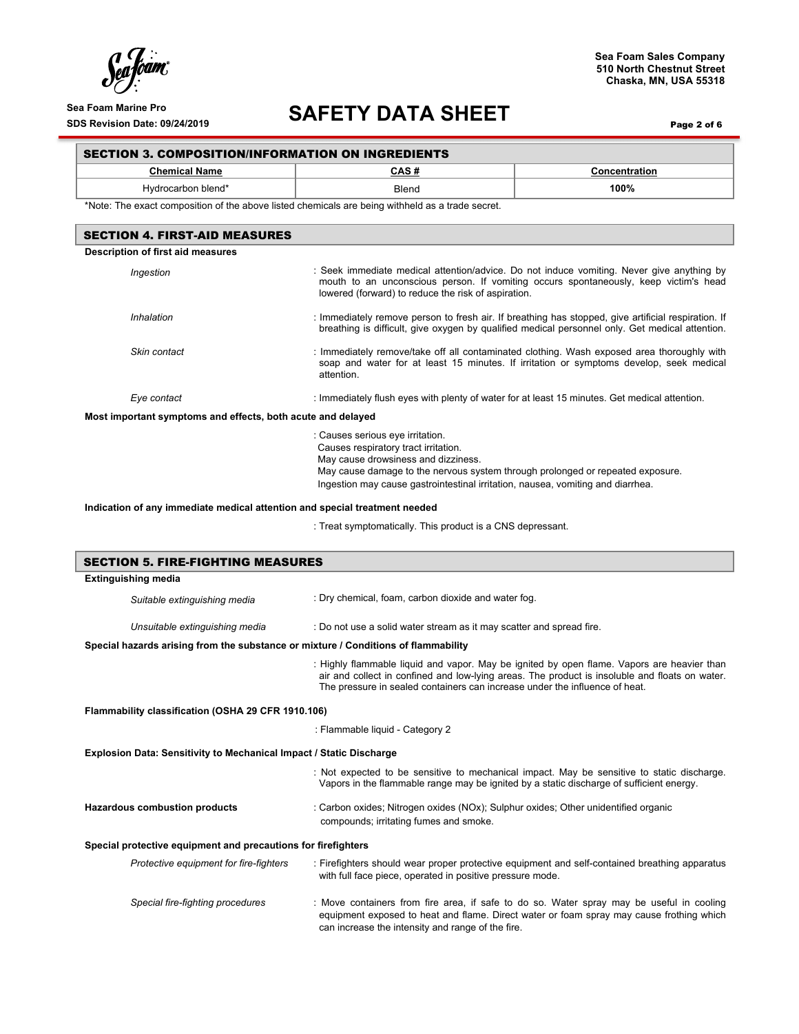## SECTION 3. COMPOSITION/INFORMATION ON INGREDIENTS

| Chemical Name | CAS # | Concentration |
|---|---|---|
| Hydrocarbon blend* | Blend | **100%** |

*Note: The exact composition of the above listed chemicals are being withheld as a trade secret.

## SECTION 4. FIRST-AID MEASURES

**Description of first aid measures**

*Ingestion* : Seek immediate medical attention/advice. Do not induce vomiting. Never give anything by mouth to an unconscious person. If vomiting occurs spontaneously, keep victim's head lowered (forward) to reduce the risk of aspiration.

*Inhalation* : Immediately remove person to fresh air. If breathing has stopped, give artificial respiration. If breathing is difficult, give oxygen by qualified medical personnel only. Get medical attention.

*Skin contact* : Immediately remove/take off all contaminated clothing. Wash exposed area thoroughly with soap and water for at least 15 minutes. If irritation or symptoms develop, seek medical attention.

*Eye contact* : Immediately flush eyes with plenty of water for at least 15 minutes. Get medical attention.

**Most important symptoms and effects, both acute and delayed**

: Causes serious eye irritation.
Causes respiratory tract irritation.
May cause drowsiness and dizziness.
May cause damage to the nervous system through prolonged or repeated exposure.
Ingestion may cause gastrointestinal irritation, nausea, vomiting and diarrhea.

**Indication of any immediate medical attention and special treatment needed**

: Treat symptomatically. This product is a CNS depressant.

## SECTION 5. FIRE-FIGHTING MEASURES

**Extinguishing media**

*Suitable extinguishing media* : Dry chemical, foam, carbon dioxide and water fog.

*Unsuitable extinguishing media* : Do not use a solid water stream as it may scatter and spread fire.

**Special hazards arising from the substance or mixture / Conditions of flammability**

: Highly flammable liquid and vapor. May be ignited by open flame. Vapors are heavier than air and collect in confined and low-lying areas. The product is insoluble and floats on water. The pressure in sealed containers can increase under the influence of heat.

**Flammability classification (OSHA 29 CFR 1910.106)**

: Flammable liquid - Category 2

**Explosion Data: Sensitivity to Mechanical Impact / Static Discharge**

: Not expected to be sensitive to mechanical impact. May be sensitive to static discharge. Vapors in the flammable range may be ignited by a static discharge of sufficient energy.

**Hazardous combustion products** : Carbon oxides; Nitrogen oxides (NOx); Sulphur oxides; Other unidentified organic compounds; irritating fumes and smoke.

**Special protective equipment and precautions for firefighters**

*Protective equipment for fire-fighters* : Firefighters should wear proper protective equipment and self-contained breathing apparatus with full face piece, operated in positive pressure mode.

*Special fire-fighting procedures* : Move containers from fire area, if safe to do so. Water spray may be useful in cooling equipment exposed to heat and flame. Direct water or foam spray may cause frothing which can increase the intensity and range of the fire.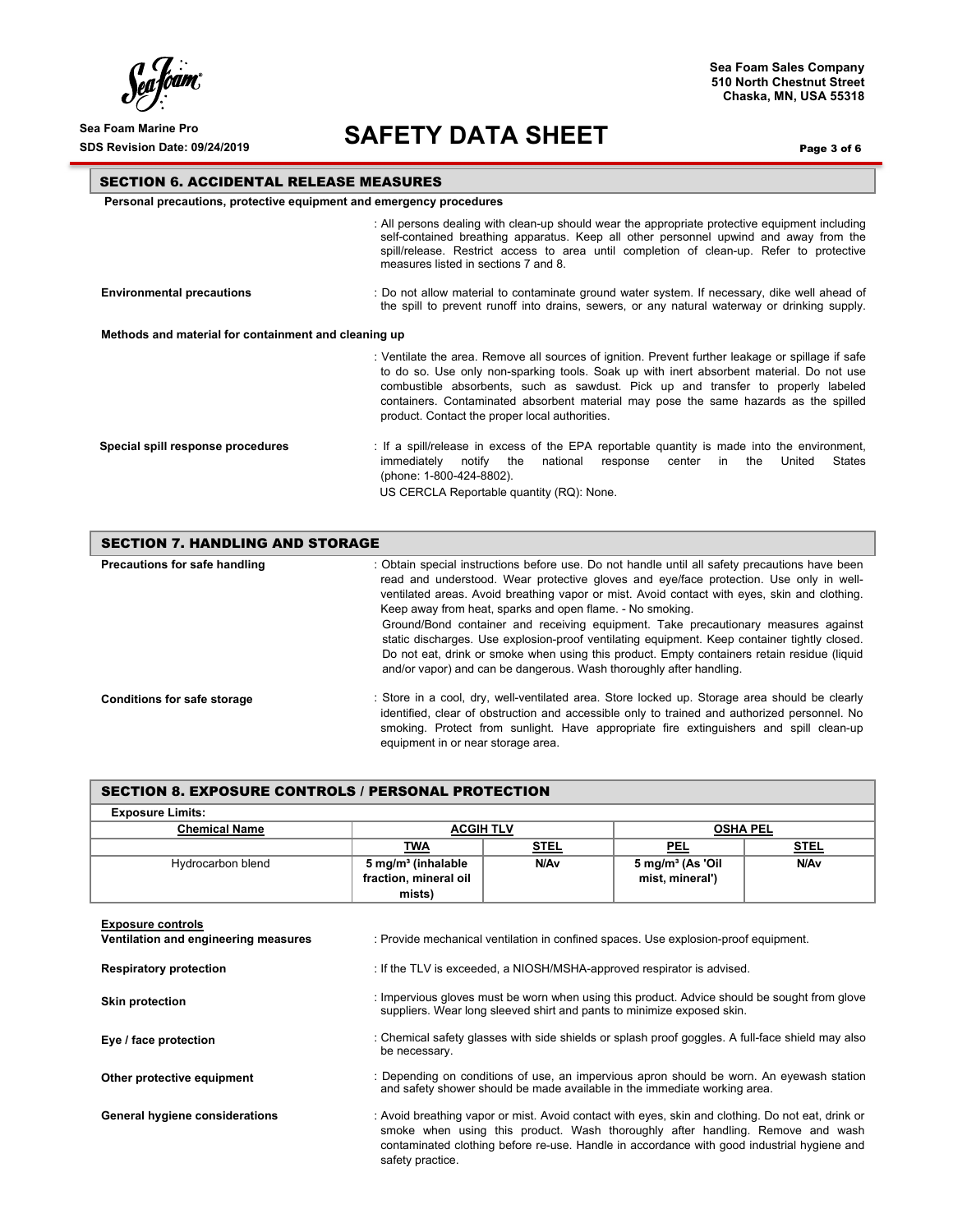## SECTION 6. ACCIDENTAL RELEASE MEASURES

**Personal precautions, protective equipment and emergency procedures**

: All persons dealing with clean-up should wear the appropriate protective equipment including self-contained breathing apparatus. Keep all other personnel upwind and away from the spill/release. Restrict access to area until completion of clean-up. Refer to protective measures listed in sections 7 and 8.

**Environmental precautions** : Do not allow material to contaminate ground water system. If necessary, dike well ahead of the spill to prevent runoff into drains, sewers, or any natural waterway or drinking supply.

**Methods and material for containment and cleaning up**

: Ventilate the area. Remove all sources of ignition. Prevent further leakage or spillage if safe to do so. Use only non-sparking tools. Soak up with inert absorbent material. Do not use combustible absorbents, such as sawdust. Pick up and transfer to properly labeled containers. Contaminated absorbent material may pose the same hazards as the spilled product. Contact the proper local authorities.

**Special spill response procedures** : If a spill/release in excess of the EPA reportable quantity is made into the environment, immediately notify the national response center in the United States (phone: 1-800-424-8802).

US CERCLA Reportable quantity (RQ): None.

## SECTION 7. HANDLING AND STORAGE

**Precautions for safe handling** : Obtain special instructions before use. Do not handle until all safety precautions have been read and understood. Wear protective gloves and eye/face protection. Use only in well-ventilated areas. Avoid breathing vapor or mist. Avoid contact with eyes, skin and clothing. Keep away from heat, sparks and open flame. - No smoking.
Ground/Bond container and receiving equipment. Take precautionary measures against static discharges. Use explosion-proof ventilating equipment. Keep container tightly closed. Do not eat, drink or smoke when using this product. Empty containers retain residue (liquid and/or vapor) and can be dangerous. Wash thoroughly after handling.

**Conditions for safe storage** : Store in a cool, dry, well-ventilated area. Store locked up. Storage area should be clearly identified, clear of obstruction and accessible only to trained and authorized personnel. No smoking. Protect from sunlight. Have appropriate fire extinguishers and spill clean-up equipment in or near storage area.

## SECTION 8. EXPOSURE CONTROLS / PERSONAL PROTECTION

**Exposure Limits:**

| Chemical Name | ACGIH TLV | | OSHA PEL | |
|---|---|---|---|---|
| | TWA | STEL | PEL | STEL |
| Hydrocarbon blend | 5 mg/m³ (inhalable fraction, mineral oil mists) | N/Av | 5 mg/m³ (As 'Oil mist, mineral') | N/Av |

**Exposure controls**

**Ventilation and engineering measures** : Provide mechanical ventilation in confined spaces. Use explosion-proof equipment.

**Respiratory protection** : If the TLV is exceeded, a NIOSH/MSHA-approved respirator is advised.

**Skin protection** : Impervious gloves must be worn when using this product. Advice should be sought from glove suppliers. Wear long sleeved shirt and pants to minimize exposed skin.

**Eye / face protection** : Chemical safety glasses with side shields or splash proof goggles. A full-face shield may also be necessary.

**Other protective equipment** : Depending on conditions of use, an impervious apron should be worn. An eyewash station and safety shower should be made available in the immediate working area.

**General hygiene considerations** : Avoid breathing vapor or mist. Avoid contact with eyes, skin and clothing. Do not eat, drink or smoke when using this product. Wash thoroughly after handling. Remove and wash contaminated clothing before re-use. Handle in accordance with good industrial hygiene and safety practice.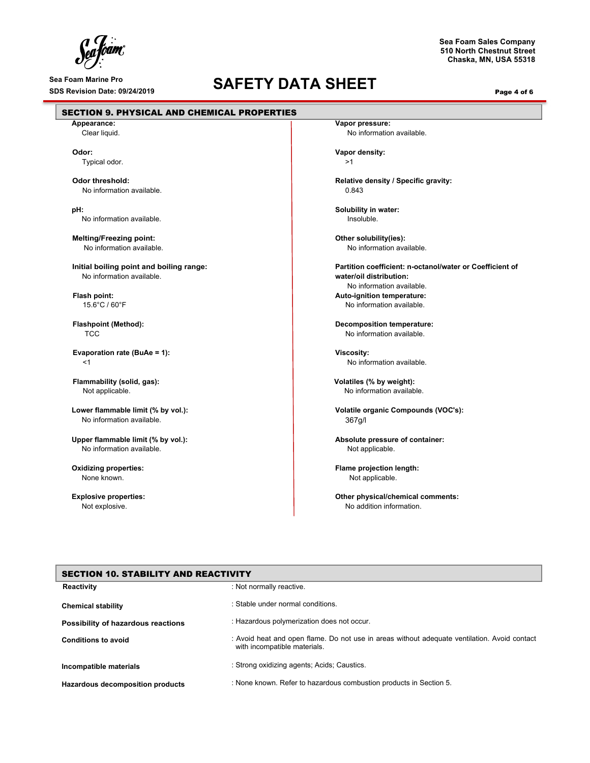## SECTION 9. PHYSICAL AND CHEMICAL PROPERTIES

**Appearance:**
Clear liquid.

**Odor:**
Typical odor.

**Odor threshold:**
No information available.

**pH:**
No information available.

**Melting/Freezing point:**
No information available.

**Initial boiling point and boiling range:**
No information available.

**Flash point:**
15.6°C / 60°F

**Flashpoint (Method):**
TCC

**Evaporation rate (BuAe = 1):**
<1

**Flammability (solid, gas):**
Not applicable.

**Lower flammable limit (% by vol.):**
No information available.

**Upper flammable limit (% by vol.):**
No information available.

**Oxidizing properties:**
None known.

**Explosive properties:**
Not explosive.

**Vapor pressure:**
No information available.

**Vapor density:**
>1

**Relative density / Specific gravity:**
0.843

**Solubility in water:**
Insoluble.

**Other solubility(ies):**
No information available.

**Partition coefficient: n-octanol/water or Coefficient of water/oil distribution:**
No information available.

**Auto-ignition temperature:**
No information available.

**Decomposition temperature:**
No information available.

**Viscosity:**
No information available.

**Volatiles (% by weight):**
No information available.

**Volatile organic Compounds (VOC's):**
367g/l

**Absolute pressure of container:**
Not applicable.

**Flame projection length:**
Not applicable.

**Other physical/chemical comments:**
No addition information.

## SECTION 10. STABILITY AND REACTIVITY

| | |
|---|---|
| **Reactivity** | : Not normally reactive. |
| **Chemical stability** | : Stable under normal conditions. |
| **Possibility of hazardous reactions** | : Hazardous polymerization does not occur. |
| **Conditions to avoid** | : Avoid heat and open flame. Do not use in areas without adequate ventilation. Avoid contact with incompatible materials. |
| **Incompatible materials** | : Strong oxidizing agents; Acids; Caustics. |
| **Hazardous decomposition products** | : None known. Refer to hazardous combustion products in Section 5. |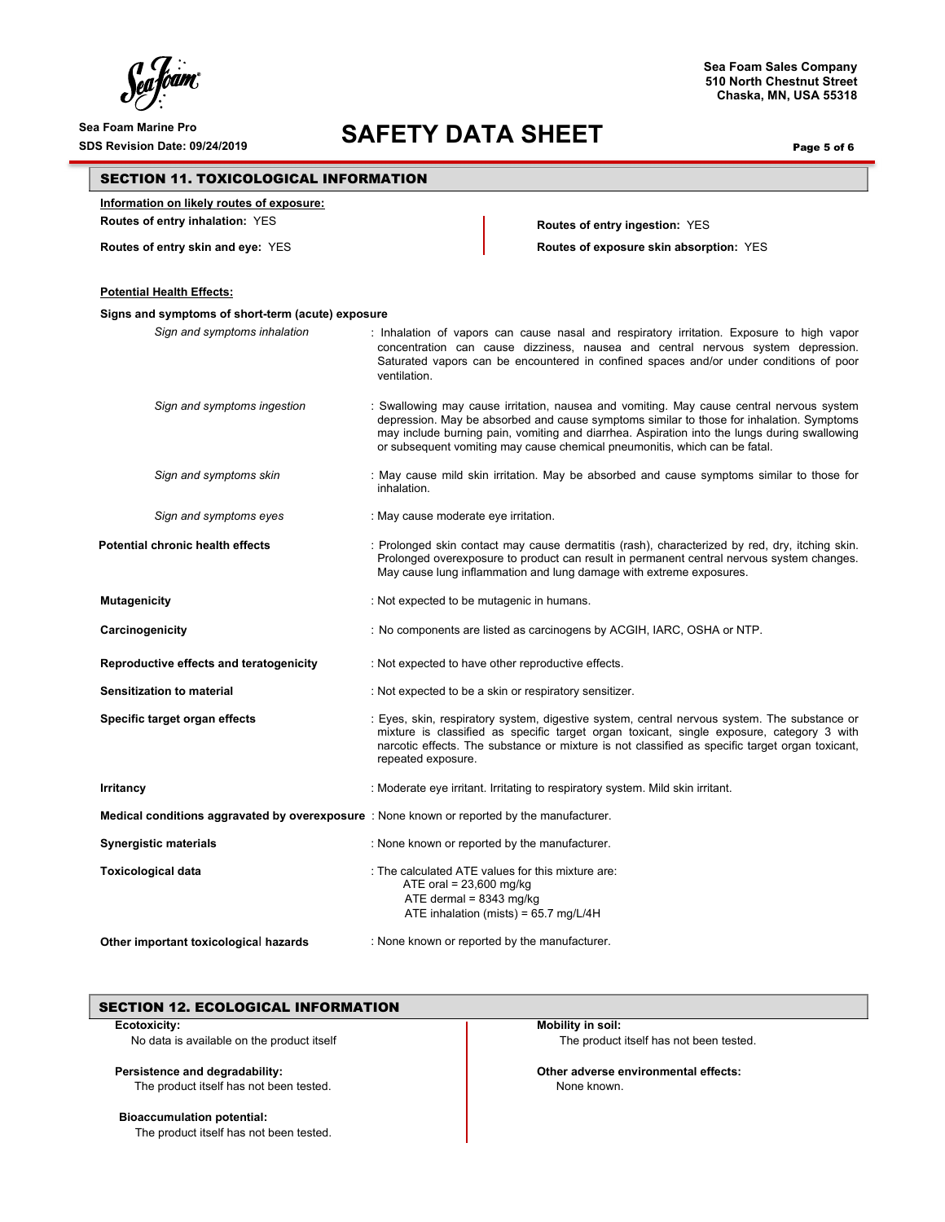## SECTION 11. TOXICOLOGICAL INFORMATION

**Information on likely routes of exposure:**

**Routes of entry inhalation:** YES

**Routes of entry skin and eye:** YES

**Routes of entry ingestion:** YES

**Routes of exposure skin absorption:** YES

**Potential Health Effects:**

**Signs and symptoms of short-term (acute) exposure**

*Sign and symptoms inhalation* : Inhalation of vapors can cause nasal and respiratory irritation. Exposure to high vapor concentration can cause dizziness, nausea and central nervous system depression. Saturated vapors can be encountered in confined spaces and/or under conditions of poor ventilation.

*Sign and symptoms ingestion* : Swallowing may cause irritation, nausea and vomiting. May cause central nervous system depression. May be absorbed and cause symptoms similar to those for inhalation. Symptoms may include burning pain, vomiting and diarrhea. Aspiration into the lungs during swallowing or subsequent vomiting may cause chemical pneumonitis, which can be fatal.

*Sign and symptoms skin* : May cause mild skin irritation. May be absorbed and cause symptoms similar to those for inhalation.

*Sign and symptoms eyes* : May cause moderate eye irritation.

**Potential chronic health effects** : Prolonged skin contact may cause dermatitis (rash), characterized by red, dry, itching skin. Prolonged overexposure to product can result in permanent central nervous system changes. May cause lung inflammation and lung damage with extreme exposures.

**Mutagenicity** : Not expected to be mutagenic in humans.

**Carcinogenicity** : No components are listed as carcinogens by ACGIH, IARC, OSHA or NTP.

**Reproductive effects and teratogenicity** : Not expected to have other reproductive effects.

**Sensitization to material** : Not expected to be a skin or respiratory sensitizer.

**Specific target organ effects** : Eyes, skin, respiratory system, digestive system, central nervous system. The substance or mixture is classified as specific target organ toxicant, single exposure, category 3 with narcotic effects. The substance or mixture is not classified as specific target organ toxicant, repeated exposure.

**Irritancy** : Moderate eye irritant. Irritating to respiratory system. Mild skin irritant.

**Medical conditions aggravated by overexposure** : None known or reported by the manufacturer.

**Synergistic materials** : None known or reported by the manufacturer.

**Toxicological data** : The calculated ATE values for this mixture are:
ATE oral = 23,600 mg/kg
ATE dermal = 8343 mg/kg
ATE inhalation (mists) = 65.7 mg/L/4H

**Other important toxicological hazards** : None known or reported by the manufacturer.

## SECTION 12. ECOLOGICAL INFORMATION

**Ecotoxicity:**
No data is available on the product itself

**Persistence and degradability:**
The product itself has not been tested.

**Bioaccumulation potential:**
The product itself has not been tested.

**Mobility in soil:**
The product itself has not been tested.

**Other adverse environmental effects:**
None known.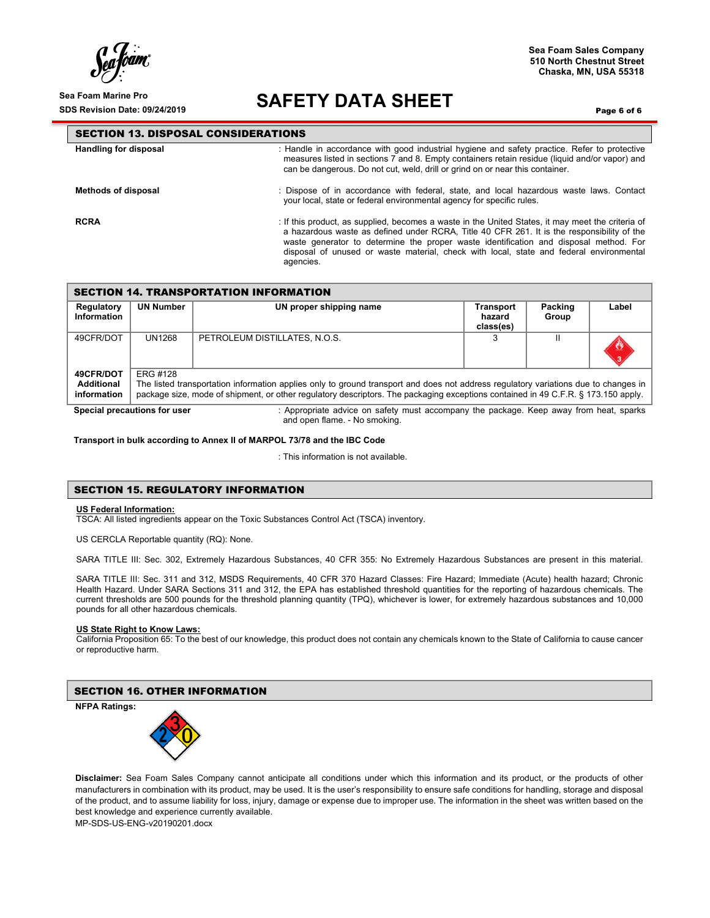## SECTION 13. DISPOSAL CONSIDERATIONS

**Handling for disposal** : Handle in accordance with good industrial hygiene and safety practice. Refer to protective measures listed in sections 7 and 8. Empty containers retain residue (liquid and/or vapor) and can be dangerous. Do not cut, weld, drill or grind on or near this container.

**Methods of disposal** : Dispose of in accordance with federal, state, and local hazardous waste laws. Contact your local, state or federal environmental agency for specific rules.

**RCRA** : If this product, as supplied, becomes a waste in the United States, it may meet the criteria of a hazardous waste as defined under RCRA, Title 40 CFR 261. It is the responsibility of the waste generator to determine the proper waste identification and disposal method. For disposal of unused or waste material, check with local, state and federal environmental agencies.

## SECTION 14. TRANSPORTATION INFORMATION

| Regulatory Information | UN Number | UN proper shipping name | Transport hazard class(es) | Packing Group | Label |
|---|---|---|---|---|---|
| 49CFR/DOT | UN1268 | PETROLEUM DISTILLATES, N.O.S. | 3 | II | |
| **49CFR/DOT Additional information** | ERG #128 The listed transportation information applies only to ground transport and does not address regulatory variations due to changes in package size, mode of shipment, or other regulatory descriptors. The packaging exceptions contained in 49 C.F.R. § 173.150 apply. | | | | |

**Special precautions for user** : Appropriate advice on safety must accompany the package. Keep away from heat, sparks and open flame. - No smoking.

**Transport in bulk according to Annex II of MARPOL 73/78 and the IBC Code**

: This information is not available.

## SECTION 15. REGULATORY INFORMATION

**US Federal Information:**

TSCA: All listed ingredients appear on the Toxic Substances Control Act (TSCA) inventory.

US CERCLA Reportable quantity (RQ): None.

SARA TITLE III: Sec. 302, Extremely Hazardous Substances, 40 CFR 355: No Extremely Hazardous Substances are present in this material.

SARA TITLE III: Sec. 311 and 312, MSDS Requirements, 40 CFR 370 Hazard Classes: Fire Hazard; Immediate (Acute) health hazard; Chronic Health Hazard. Under SARA Sections 311 and 312, the EPA has established threshold quantities for the reporting of hazardous chemicals. The current thresholds are 500 pounds for the threshold planning quantity (TPQ), whichever is lower, for extremely hazardous substances and 10,000 pounds for all other hazardous chemicals.

**US State Right to Know Laws:**

California Proposition 65: To the best of our knowledge, this product does not contain any chemicals known to the State of California to cause cancer or reproductive harm.

## SECTION 16. OTHER INFORMATION

**NFPA Ratings:**

3
2 0

**Disclaimer:** Sea Foam Sales Company cannot anticipate all conditions under which this information and its product, or the products of other manufacturers in combination with its product, may be used. It is the user's responsibility to ensure safe conditions for handling, storage and disposal of the product, and to assume liability for loss, injury, damage or expense due to improper use. The information in the sheet was written based on the best knowledge and experience currently available.

MP-SDS-US-ENG-v20190201.docx